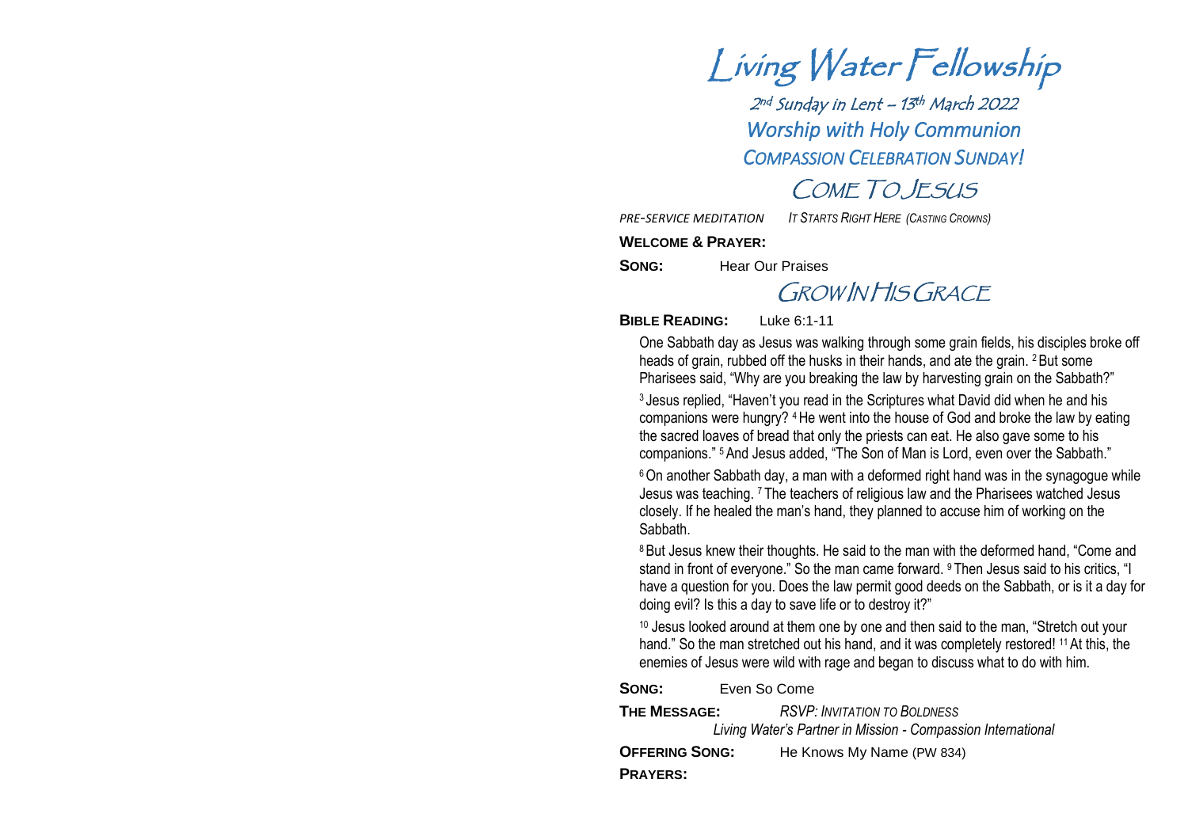# Living Water Fellowship

2nd Sunday in Lent – 13th March 2022

*Worship with Holy Communion*

*COMPASSION CELEBRATION SUNDAY!*

## COME TO JESUS

*PRE-SERVICE MEDITATION* *IT STARTS RIGHT HERE (CASTING CROWNS)*

**WELCOME & PRAYER:**

**SONG:** Hear Our Praises

## GROW IN HIS GRACE

**BIBLE READING:** Luke 6:1-11

One Sabbath day as Jesus was walking through some grain fields, his disciples broke off heads of grain, rubbed off the husks in their hands, and ate the grain. 2 But some Pharisees said, "Why are you breaking the law by harvesting grain on the Sabbath?"

3 Jesus replied, "Haven't you read in the Scriptures what David did when he and his companions were hungry? 4 He went into the house of God and broke the law by eating the sacred loaves of bread that only the priests can eat. He also gave some to his companions." 5 And Jesus added, "The Son of Man is Lord, even over the Sabbath."

6 On another Sabbath day, a man with a deformed right hand was in the synagogue while Jesus was teaching. 7 The teachers of religious law and the Pharisees watched Jesus closely. If he healed the man's hand, they planned to accuse him of working on the Sabbath.

8 But Jesus knew their thoughts. He said to the man with the deformed hand, "Come and stand in front of everyone." So the man came forward. 9 Then Jesus said to his critics, "I have a question for you. Does the law permit good deeds on the Sabbath, or is it a day for doing evil? Is this a day to save life or to destroy it?"

10 Jesus looked around at them one by one and then said to the man, "Stretch out your hand." So the man stretched out his hand, and it was completely restored! 11 At this, the enemies of Jesus were wild with rage and began to discuss what to do with him.

**SONG:** Even So Come

**THE MESSAGE:** *RSVP: INVITATION TO BOLDNESS*
*Living Water's Partner in Mission - Compassion International*

**OFFERING SONG:** He Knows My Name (PW 834)

**PRAYERS:**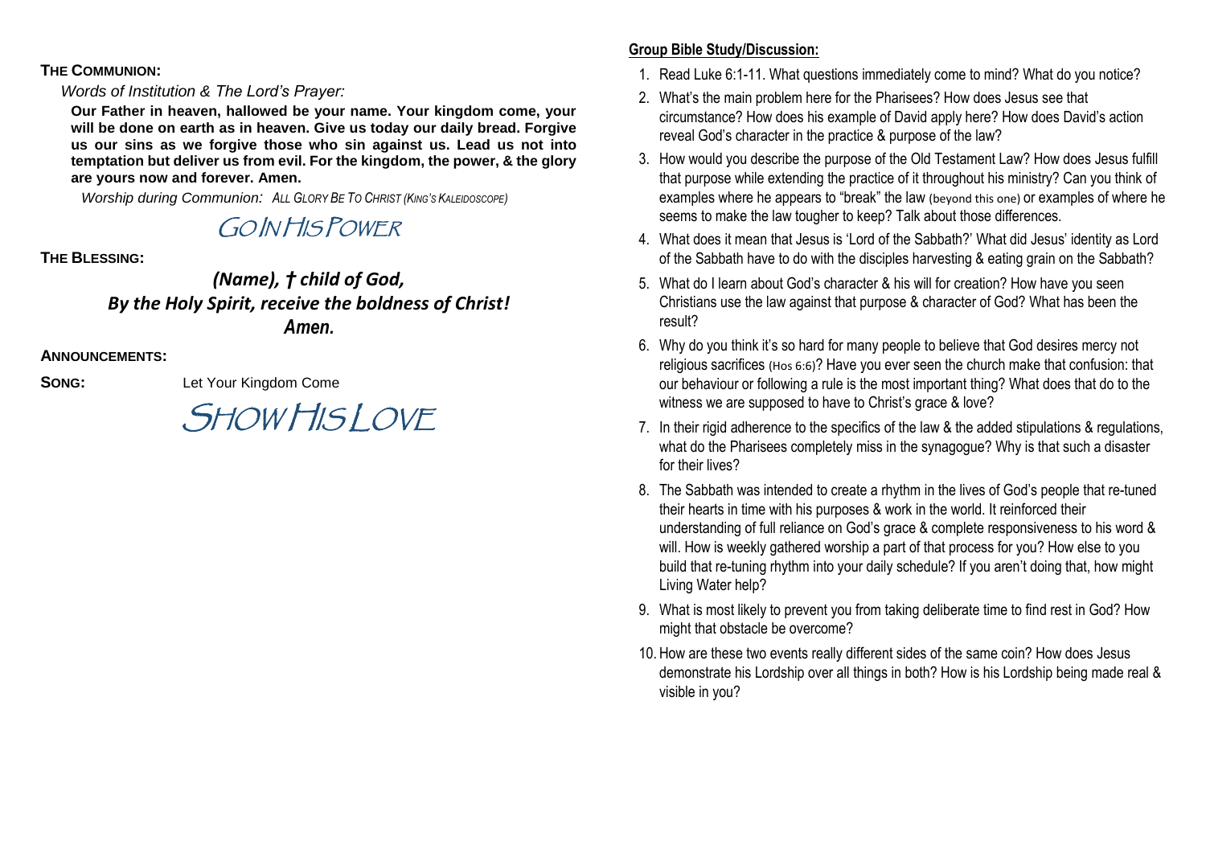**THE COMMUNION:**

*Words of Institution & The Lord's Prayer:*

**Our Father in heaven, hallowed be your name. Your kingdom come, your will be done on earth as in heaven. Give us today our daily bread. Forgive us our sins as we forgive those who sin against us. Lead us not into temptation but deliver us from evil. For the kingdom, the power, & the glory are yours now and forever. Amen.**

*Worship during Communion: ALL GLORY BE TO CHRIST (KING'S KALEIDOSCOPE)*

## GO IN HIS POWER

**THE BLESSING:**

***(Name), † child of God,***
***By the Holy Spirit, receive the boldness of Christ!***
***Amen.***

**ANNOUNCEMENTS:**

**SONG:** Let Your Kingdom Come

## SHOW HIS LOVE

**Group Bible Study/Discussion:**

1. Read Luke 6:1-11. What questions immediately come to mind? What do you notice?
2. What's the main problem here for the Pharisees? How does Jesus see that circumstance? How does his example of David apply here? How does David's action reveal God's character in the practice & purpose of the law?
3. How would you describe the purpose of the Old Testament Law? How does Jesus fulfill that purpose while extending the practice of it throughout his ministry? Can you think of examples where he appears to "break" the law (beyond this one) or examples of where he seems to make the law tougher to keep? Talk about those differences.
4. What does it mean that Jesus is 'Lord of the Sabbath?' What did Jesus' identity as Lord of the Sabbath have to do with the disciples harvesting & eating grain on the Sabbath?
5. What do I learn about God's character & his will for creation? How have you seen Christians use the law against that purpose & character of God? What has been the result?
6. Why do you think it's so hard for many people to believe that God desires mercy not religious sacrifices (Hos 6:6)? Have you ever seen the church make that confusion: that our behaviour or following a rule is the most important thing? What does that do to the witness we are supposed to have to Christ's grace & love?
7. In their rigid adherence to the specifics of the law & the added stipulations & regulations, what do the Pharisees completely miss in the synagogue? Why is that such a disaster for their lives?
8. The Sabbath was intended to create a rhythm in the lives of God's people that re-tuned their hearts in time with his purposes & work in the world. It reinforced their understanding of full reliance on God's grace & complete responsiveness to his word & will. How is weekly gathered worship a part of that process for you? How else to you build that re-tuning rhythm into your daily schedule? If you aren't doing that, how might Living Water help?
9. What is most likely to prevent you from taking deliberate time to find rest in God? How might that obstacle be overcome?
10. How are these two events really different sides of the same coin? How does Jesus demonstrate his Lordship over all things in both? How is his Lordship being made real & visible in you?